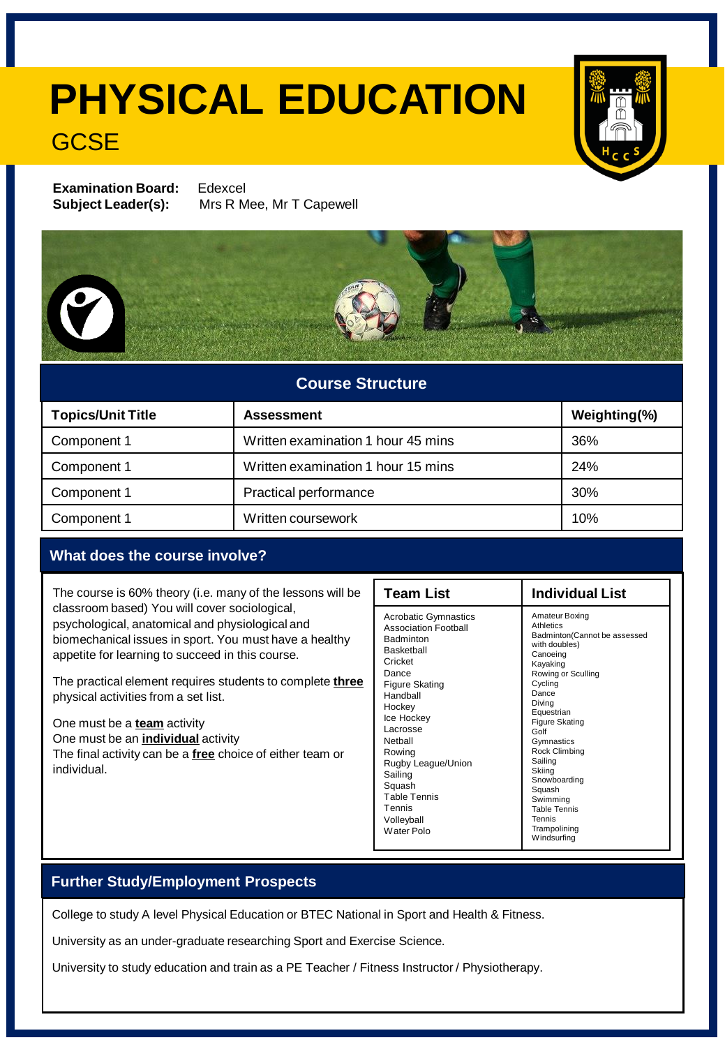# PHYSICAL EDUCATION

## GCSE

**Examination Board:** Edexcel
**Subject Leader(s):** Mrs R Mee, Mr T Capewell

## Course Structure

| Topics/Unit Title | Assessment | Weighting(%) |
|---|---|---|
| Component 1 | Written examination 1 hour 45 mins | 36% |
| Component 1 | Written examination 1 hour 15 mins | 24% |
| Component 1 | Practical performance | 30% |
| Component 1 | Written coursework | 10% |

## What does the course involve?

The course is 60% theory (i.e. many of the lessons will be classroom based) You will cover sociological, psychological, anatomical and physiological and biomechanical issues in sport. You must have a healthy appetite for learning to succeed in this course.

The practical element requires students to complete **three** physical activities from a set list.

One must be a **team** activity
One must be an **individual** activity
The final activity can be a **free** choice of either team or individual.

| Team List | Individual List |
|---|---|
| Acrobatic Gymnastics<br>Association Football<br>Badminton<br>Basketball<br>Cricket<br>Dance<br>Figure Skating<br>Handball<br>Hockey<br>Ice Hockey<br>Lacrosse<br>Netball<br>Rowing<br>Rugby League/Union<br>Sailing<br>Squash<br>Table Tennis<br>Tennis<br>Volleyball<br>Water Polo | Amateur Boxing<br>Athletics<br>Badminton(Cannot be assessed with doubles)<br>Canoeing<br>Kayaking<br>Rowing or Sculling<br>Cycling<br>Dance<br>Diving<br>Equestrian<br>Figure Skating<br>Golf<br>Gymnastics<br>Rock Climbing<br>Sailing<br>Skiing<br>Snowboarding<br>Squash<br>Swimming<br>Table Tennis<br>Tennis<br>Trampolining<br>Windsurfing |

## Further Study/Employment Prospects

College to study A level Physical Education or BTEC National in Sport and Health & Fitness.

University as an under-graduate researching Sport and Exercise Science.

University to study education and train as a PE Teacher / Fitness Instructor / Physiotherapy.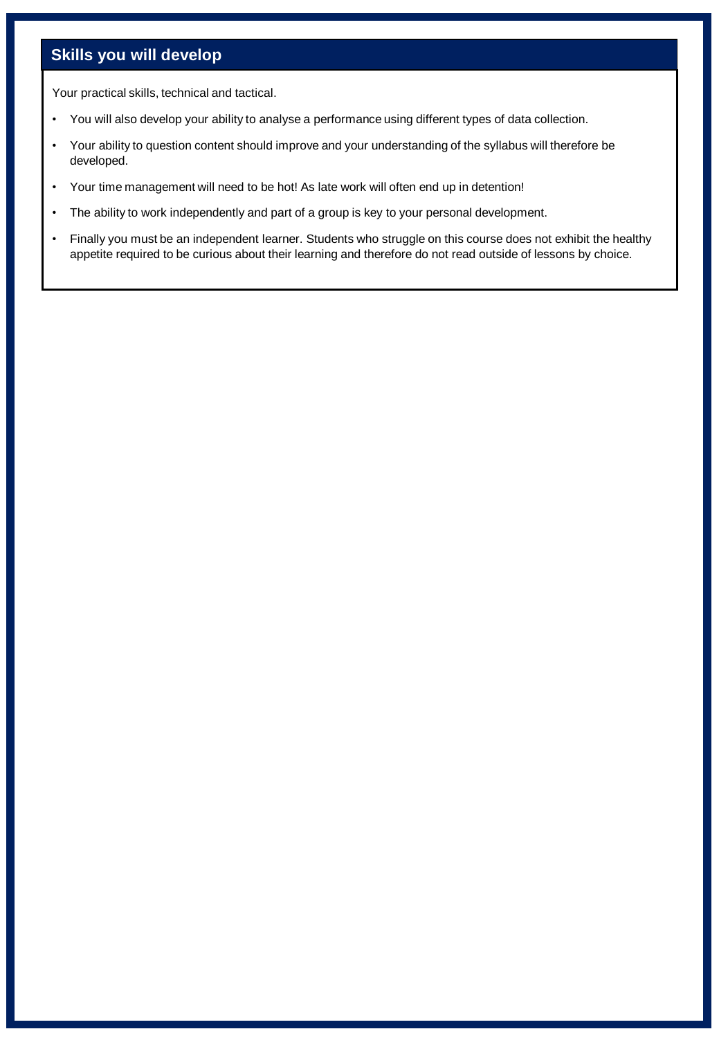## Skills you will develop

Your practical skills, technical and tactical.

- You will also develop your ability to analyse a performance using different types of data collection.
- Your ability to question content should improve and your understanding of the syllabus will therefore be developed.
- Your time management will need to be hot! As late work will often end up in detention!
- The ability to work independently and part of a group is key to your personal development.
- Finally you must be an independent learner. Students who struggle on this course does not exhibit the healthy appetite required to be curious about their learning and therefore do not read outside of lessons by choice.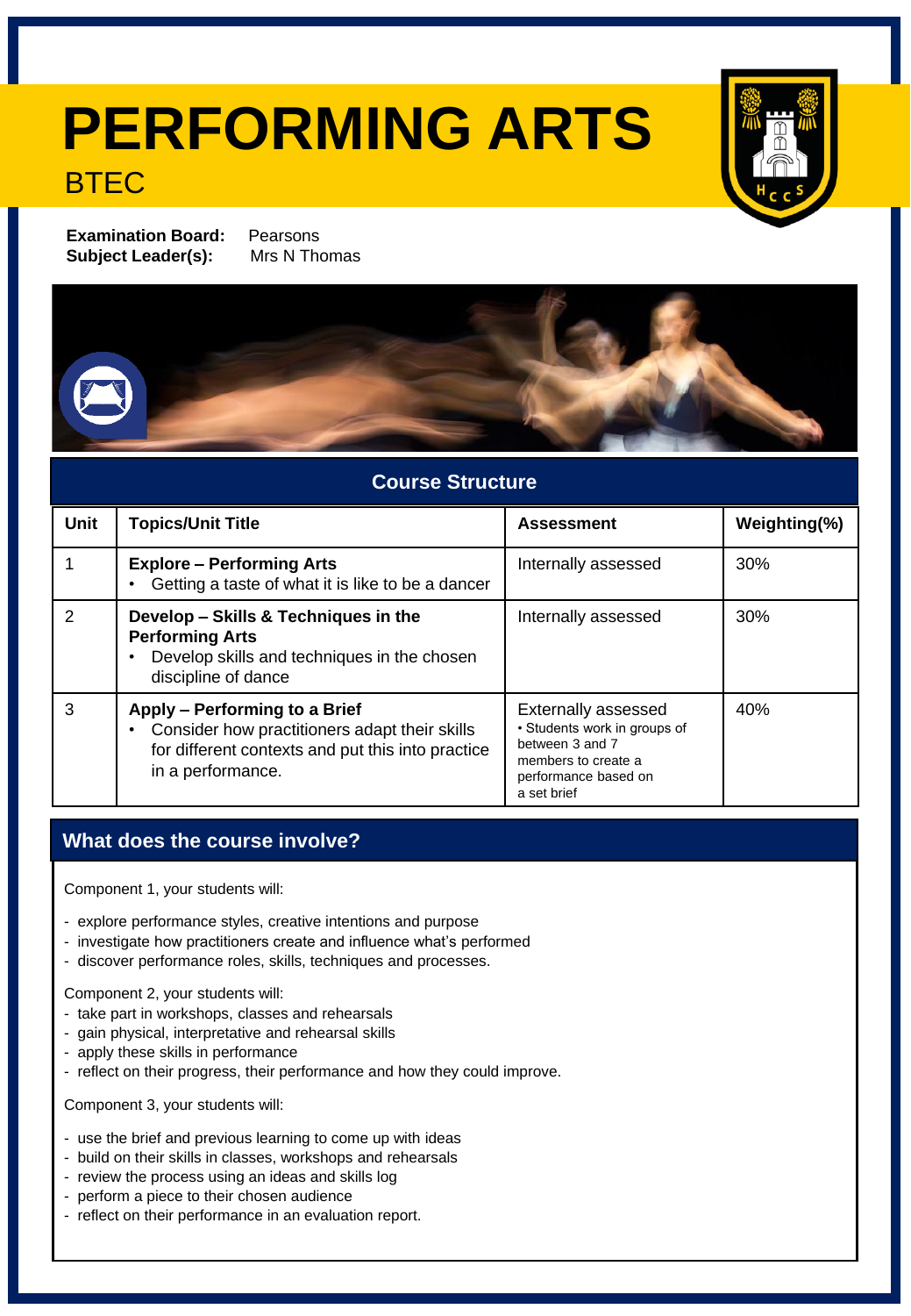# PERFORMING ARTS

## BTEC

**Examination Board:** Pearsons
**Subject Leader(s):** Mrs N Thomas

## Course Structure

| Unit | Topics/Unit Title | Assessment | Weighting(%) |
|---|---|---|---|
| 1 | **Explore – Performing Arts**<br>• Getting a taste of what it is like to be a dancer | Internally assessed | 30% |
| 2 | **Develop – Skills & Techniques in the Performing Arts**<br>• Develop skills and techniques in the chosen discipline of dance | Internally assessed | 30% |
| 3 | **Apply – Performing to a Brief**<br>• Consider how practitioners adapt their skills for different contexts and put this into practice in a performance. | Externally assessed<br>• Students work in groups of between 3 and 7 members to create a performance based on a set brief | 40% |

## What does the course involve?

Component 1, your students will:

- explore performance styles, creative intentions and purpose
- investigate how practitioners create and influence what's performed
- discover performance roles, skills, techniques and processes.

Component 2, your students will:

- take part in workshops, classes and rehearsals
- gain physical, interpretative and rehearsal skills
- apply these skills in performance
- reflect on their progress, their performance and how they could improve.

Component 3, your students will:

- use the brief and previous learning to come up with ideas
- build on their skills in classes, workshops and rehearsals
- review the process using an ideas and skills log
- perform a piece to their chosen audience
- reflect on their performance in an evaluation report.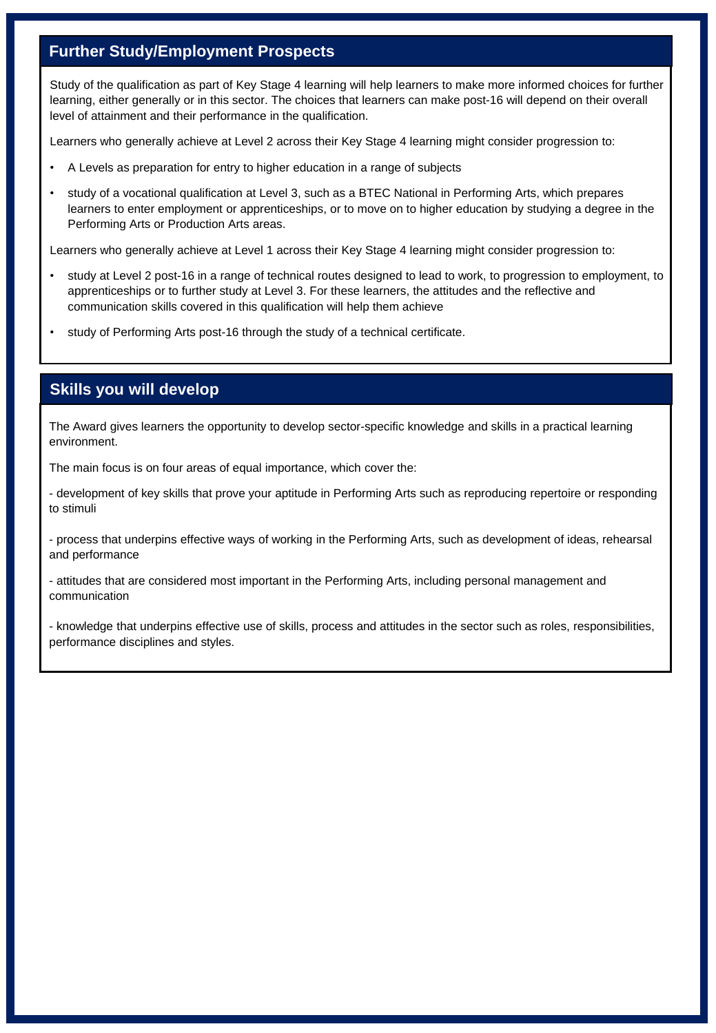## Further Study/Employment Prospects

Study of the qualification as part of Key Stage 4 learning will help learners to make more informed choices for further learning, either generally or in this sector. The choices that learners can make post-16 will depend on their overall level of attainment and their performance in the qualification.

Learners who generally achieve at Level 2 across their Key Stage 4 learning might consider progression to:

- A Levels as preparation for entry to higher education in a range of subjects
- study of a vocational qualification at Level 3, such as a BTEC National in Performing Arts, which prepares learners to enter employment or apprenticeships, or to move on to higher education by studying a degree in the Performing Arts or Production Arts areas.

Learners who generally achieve at Level 1 across their Key Stage 4 learning might consider progression to:

- study at Level 2 post-16 in a range of technical routes designed to lead to work, to progression to employment, to apprenticeships or to further study at Level 3. For these learners, the attitudes and the reflective and communication skills covered in this qualification will help them achieve
- study of Performing Arts post-16 through the study of a technical certificate.

## Skills you will develop

The Award gives learners the opportunity to develop sector-specific knowledge and skills in a practical learning environment.

The main focus is on four areas of equal importance, which cover the:

- development of key skills that prove your aptitude in Performing Arts such as reproducing repertoire or responding to stimuli

- process that underpins effective ways of working in the Performing Arts, such as development of ideas, rehearsal and performance

- attitudes that are considered most important in the Performing Arts, including personal management and communication

- knowledge that underpins effective use of skills, process and attitudes in the sector such as roles, responsibilities, performance disciplines and styles.